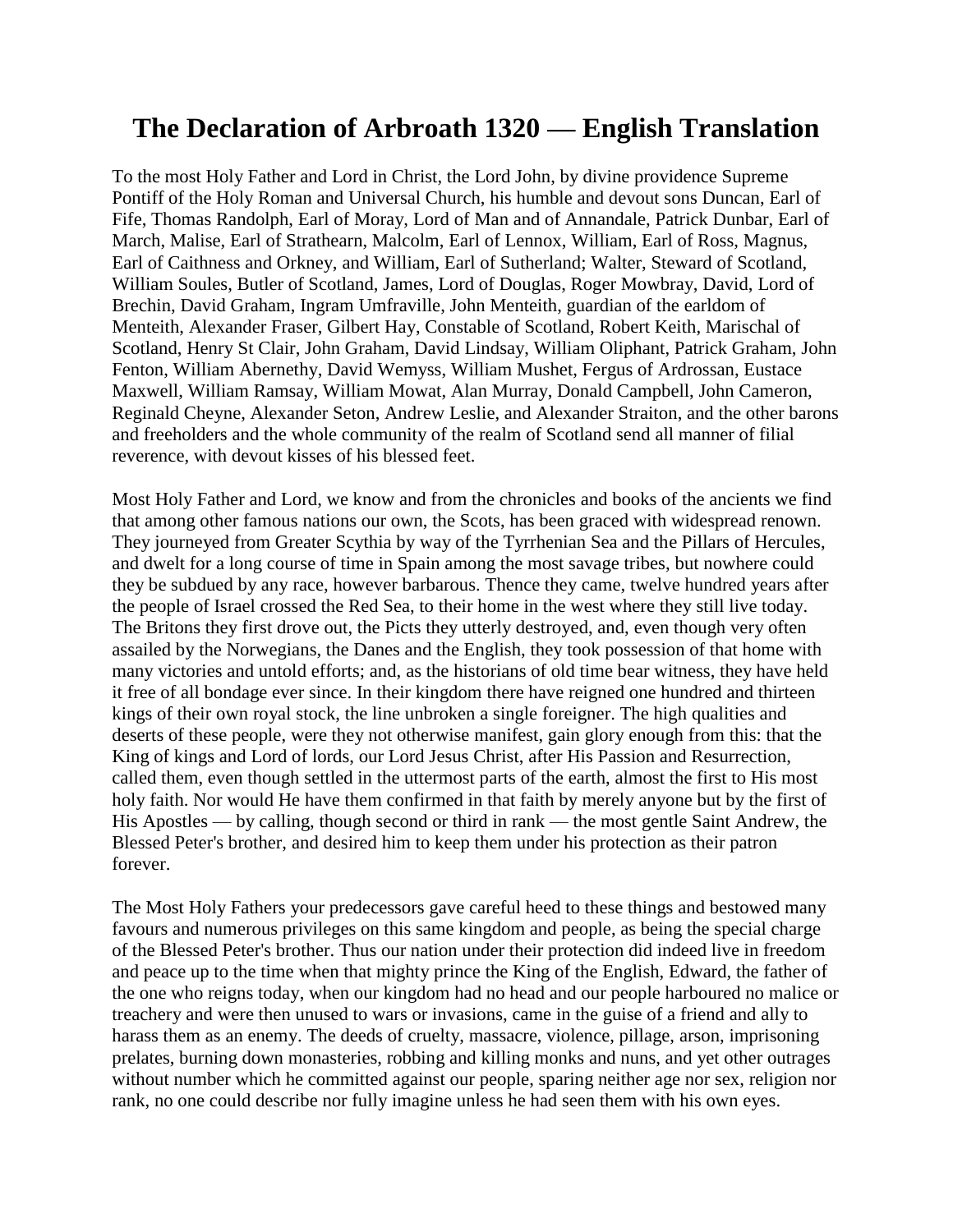# The Declaration of Arbroath 1320 — English Translation

To the most Holy Father and Lord in Christ, the Lord John, by divine providence Supreme Pontiff of the Holy Roman and Universal Church, his humble and devout sons Duncan, Earl of Fife, Thomas Randolph, Earl of Moray, Lord of Man and of Annandale, Patrick Dunbar, Earl of March, Malise, Earl of Strathearn, Malcolm, Earl of Lennox, William, Earl of Ross, Magnus, Earl of Caithness and Orkney, and William, Earl of Sutherland; Walter, Steward of Scotland, William Soules, Butler of Scotland, James, Lord of Douglas, Roger Mowbray, David, Lord of Brechin, David Graham, Ingram Umfraville, John Menteith, guardian of the earldom of Menteith, Alexander Fraser, Gilbert Hay, Constable of Scotland, Robert Keith, Marischal of Scotland, Henry St Clair, John Graham, David Lindsay, William Oliphant, Patrick Graham, John Fenton, William Abernethy, David Wemyss, William Mushet, Fergus of Ardrossan, Eustace Maxwell, William Ramsay, William Mowat, Alan Murray, Donald Campbell, John Cameron, Reginald Cheyne, Alexander Seton, Andrew Leslie, and Alexander Straiton, and the other barons and freeholders and the whole community of the realm of Scotland send all manner of filial reverence, with devout kisses of his blessed feet.

Most Holy Father and Lord, we know and from the chronicles and books of the ancients we find that among other famous nations our own, the Scots, has been graced with widespread renown. They journeyed from Greater Scythia by way of the Tyrrhenian Sea and the Pillars of Hercules, and dwelt for a long course of time in Spain among the most savage tribes, but nowhere could they be subdued by any race, however barbarous. Thence they came, twelve hundred years after the people of Israel crossed the Red Sea, to their home in the west where they still live today. The Britons they first drove out, the Picts they utterly destroyed, and, even though very often assailed by the Norwegians, the Danes and the English, they took possession of that home with many victories and untold efforts; and, as the historians of old time bear witness, they have held it free of all bondage ever since. In their kingdom there have reigned one hundred and thirteen kings of their own royal stock, the line unbroken a single foreigner. The high qualities and deserts of these people, were they not otherwise manifest, gain glory enough from this: that the King of kings and Lord of lords, our Lord Jesus Christ, after His Passion and Resurrection, called them, even though settled in the uttermost parts of the earth, almost the first to His most holy faith. Nor would He have them confirmed in that faith by merely anyone but by the first of His Apostles — by calling, though second or third in rank — the most gentle Saint Andrew, the Blessed Peter's brother, and desired him to keep them under his protection as their patron forever.

The Most Holy Fathers your predecessors gave careful heed to these things and bestowed many favours and numerous privileges on this same kingdom and people, as being the special charge of the Blessed Peter's brother. Thus our nation under their protection did indeed live in freedom and peace up to the time when that mighty prince the King of the English, Edward, the father of the one who reigns today, when our kingdom had no head and our people harboured no malice or treachery and were then unused to wars or invasions, came in the guise of a friend and ally to harass them as an enemy. The deeds of cruelty, massacre, violence, pillage, arson, imprisoning prelates, burning down monasteries, robbing and killing monks and nuns, and yet other outrages without number which he committed against our people, sparing neither age nor sex, religion nor rank, no one could describe nor fully imagine unless he had seen them with his own eyes.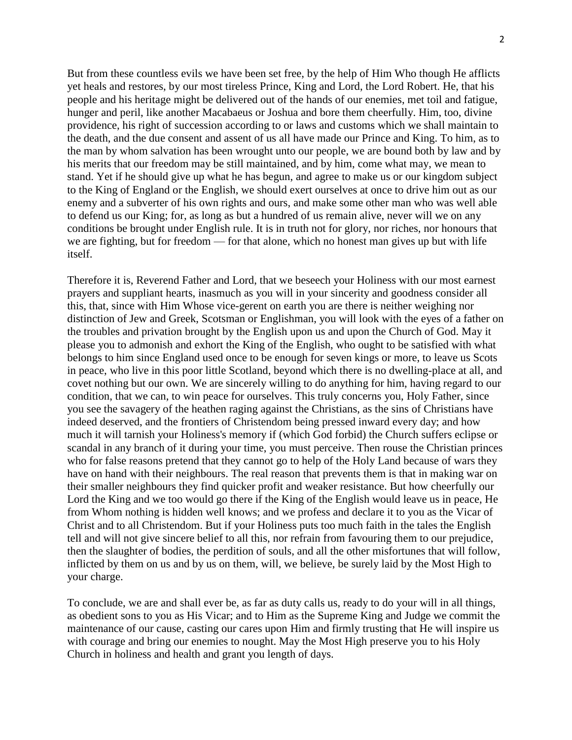But from these countless evils we have been set free, by the help of Him Who though He afflicts yet heals and restores, by our most tireless Prince, King and Lord, the Lord Robert. He, that his people and his heritage might be delivered out of the hands of our enemies, met toil and fatigue, hunger and peril, like another Macabaeus or Joshua and bore them cheerfully. Him, too, divine providence, his right of succession according to or laws and customs which we shall maintain to the death, and the due consent and assent of us all have made our Prince and King. To him, as to the man by whom salvation has been wrought unto our people, we are bound both by law and by his merits that our freedom may be still maintained, and by him, come what may, we mean to stand. Yet if he should give up what he has begun, and agree to make us or our kingdom subject to the King of England or the English, we should exert ourselves at once to drive him out as our enemy and a subverter of his own rights and ours, and make some other man who was well able to defend us our King; for, as long as but a hundred of us remain alive, never will we on any conditions be brought under English rule. It is in truth not for glory, nor riches, nor honours that we are fighting, but for freedom — for that alone, which no honest man gives up but with life itself.

Therefore it is, Reverend Father and Lord, that we beseech your Holiness with our most earnest prayers and suppliant hearts, inasmuch as you will in your sincerity and goodness consider all this, that, since with Him Whose vice-gerent on earth you are there is neither weighing nor distinction of Jew and Greek, Scotsman or Englishman, you will look with the eyes of a father on the troubles and privation brought by the English upon us and upon the Church of God. May it please you to admonish and exhort the King of the English, who ought to be satisfied with what belongs to him since England used once to be enough for seven kings or more, to leave us Scots in peace, who live in this poor little Scotland, beyond which there is no dwelling-place at all, and covet nothing but our own. We are sincerely willing to do anything for him, having regard to our condition, that we can, to win peace for ourselves. This truly concerns you, Holy Father, since you see the savagery of the heathen raging against the Christians, as the sins of Christians have indeed deserved, and the frontiers of Christendom being pressed inward every day; and how much it will tarnish your Holiness's memory if (which God forbid) the Church suffers eclipse or scandal in any branch of it during your time, you must perceive. Then rouse the Christian princes who for false reasons pretend that they cannot go to help of the Holy Land because of wars they have on hand with their neighbours. The real reason that prevents them is that in making war on their smaller neighbours they find quicker profit and weaker resistance. But how cheerfully our Lord the King and we too would go there if the King of the English would leave us in peace, He from Whom nothing is hidden well knows; and we profess and declare it to you as the Vicar of Christ and to all Christendom. But if your Holiness puts too much faith in the tales the English tell and will not give sincere belief to all this, nor refrain from favouring them to our prejudice, then the slaughter of bodies, the perdition of souls, and all the other misfortunes that will follow, inflicted by them on us and by us on them, will, we believe, be surely laid by the Most High to your charge.

To conclude, we are and shall ever be, as far as duty calls us, ready to do your will in all things, as obedient sons to you as His Vicar; and to Him as the Supreme King and Judge we commit the maintenance of our cause, casting our cares upon Him and firmly trusting that He will inspire us with courage and bring our enemies to nought. May the Most High preserve you to his Holy Church in holiness and health and grant you length of days.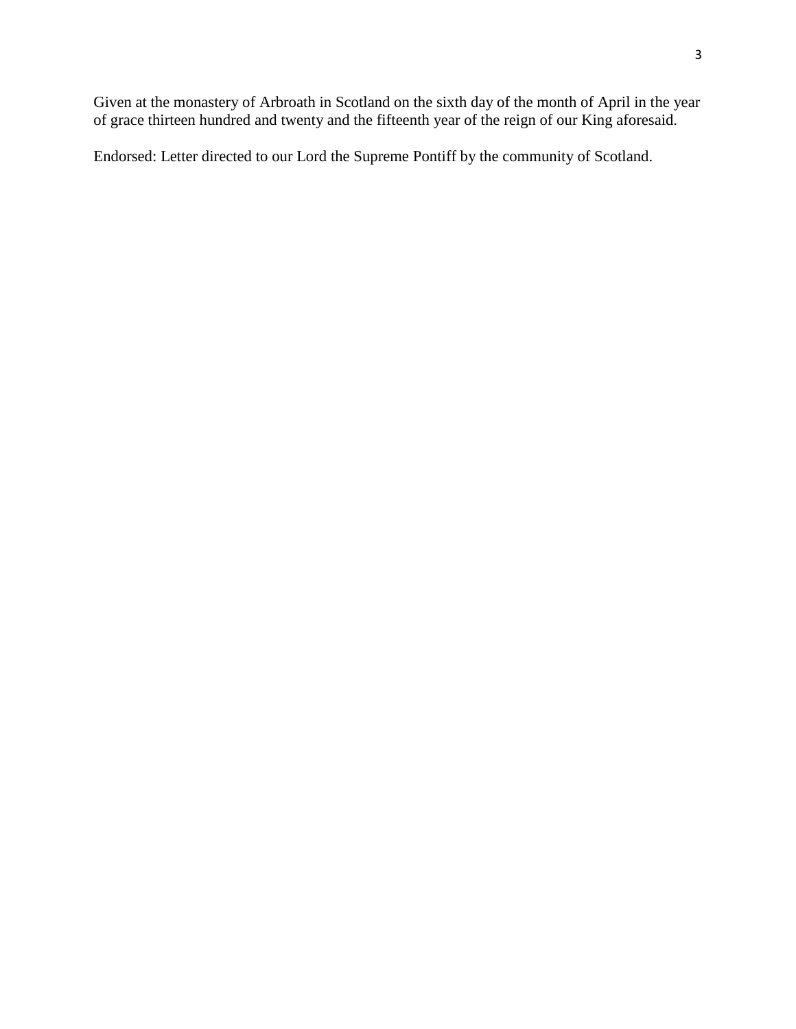Given at the monastery of Arbroath in Scotland on the sixth day of the month of April in the year of grace thirteen hundred and twenty and the fifteenth year of the reign of our King aforesaid.

Endorsed: Letter directed to our Lord the Supreme Pontiff by the community of Scotland.